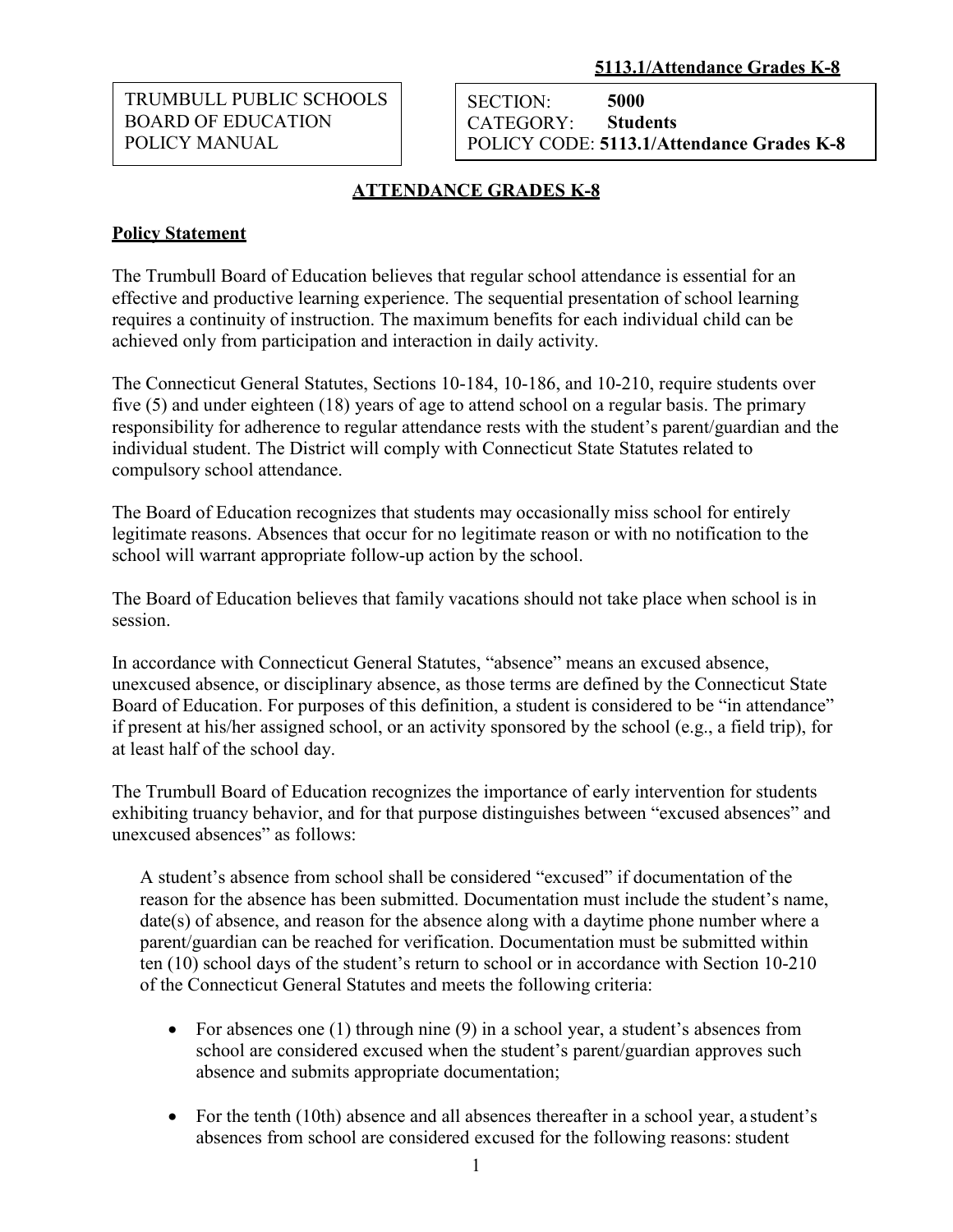**5113.1/Attendance Grades K-8**

TRUMBULL PUBLIC SCHOOLS
BOARD OF EDUCATION
POLICY MANUAL

SECTION: **5000**
CATEGORY: **Students**
POLICY CODE: **5113.1/Attendance Grades K-8**

# ATTENDANCE GRADES K-8

## Policy Statement

The Trumbull Board of Education believes that regular school attendance is essential for an effective and productive learning experience. The sequential presentation of school learning requires a continuity of instruction. The maximum benefits for each individual child can be achieved only from participation and interaction in daily activity.

The Connecticut General Statutes, Sections 10-184, 10-186, and 10-210, require students over five (5) and under eighteen (18) years of age to attend school on a regular basis. The primary responsibility for adherence to regular attendance rests with the student's parent/guardian and the individual student. The District will comply with Connecticut State Statutes related to compulsory school attendance.

The Board of Education recognizes that students may occasionally miss school for entirely legitimate reasons. Absences that occur for no legitimate reason or with no notification to the school will warrant appropriate follow-up action by the school.

The Board of Education believes that family vacations should not take place when school is in session.

In accordance with Connecticut General Statutes, "absence" means an excused absence, unexcused absence, or disciplinary absence, as those terms are defined by the Connecticut State Board of Education. For purposes of this definition, a student is considered to be "in attendance" if present at his/her assigned school, or an activity sponsored by the school (e.g., a field trip), for at least half of the school day.

The Trumbull Board of Education recognizes the importance of early intervention for students exhibiting truancy behavior, and for that purpose distinguishes between "excused absences" and unexcused absences" as follows:

A student's absence from school shall be considered "excused" if documentation of the reason for the absence has been submitted. Documentation must include the student's name, date(s) of absence, and reason for the absence along with a daytime phone number where a parent/guardian can be reached for verification. Documentation must be submitted within ten (10) school days of the student's return to school or in accordance with Section 10-210 of the Connecticut General Statutes and meets the following criteria:

- For absences one (1) through nine (9) in a school year, a student's absences from school are considered excused when the student's parent/guardian approves such absence and submits appropriate documentation;
- For the tenth (10th) absence and all absences thereafter in a school year, a student's absences from school are considered excused for the following reasons: student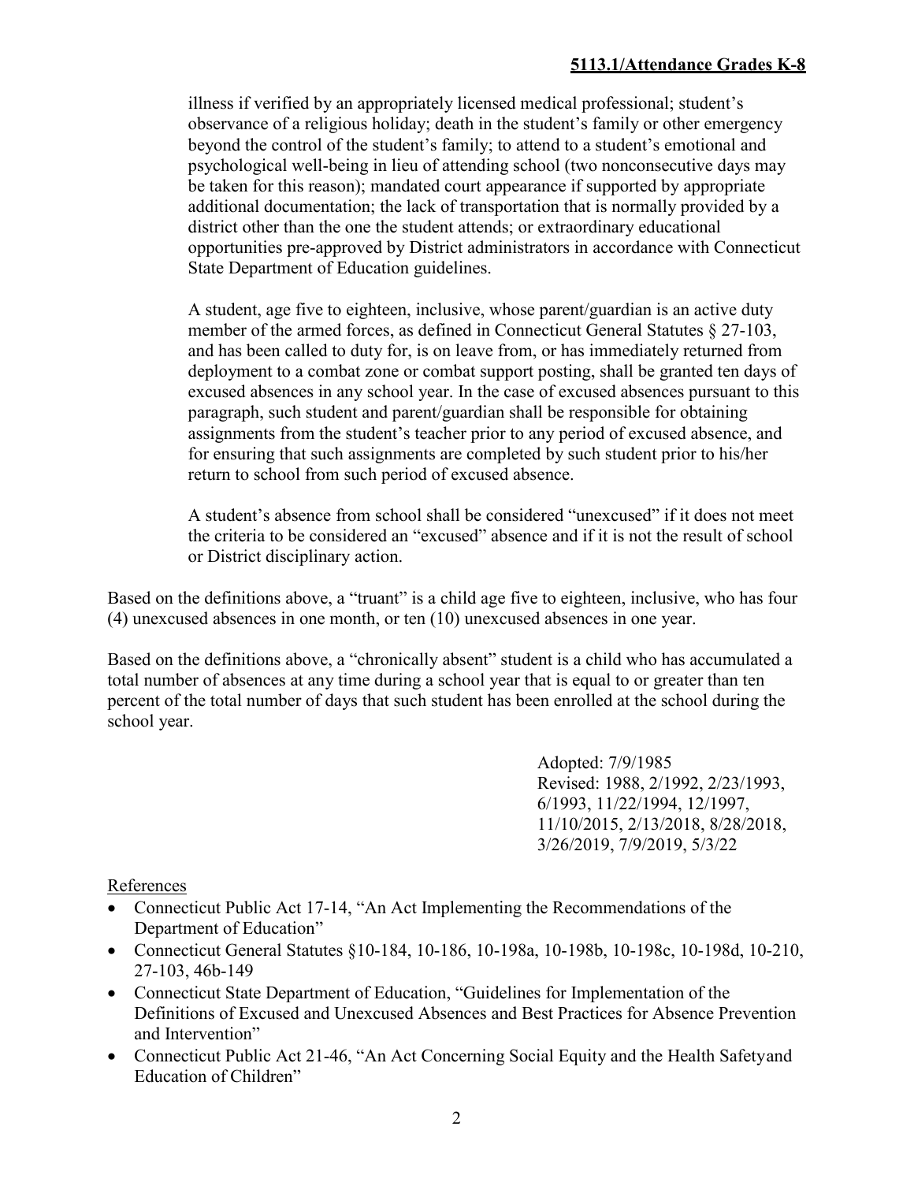illness if verified by an appropriately licensed medical professional; student's observance of a religious holiday; death in the student's family or other emergency beyond the control of the student's family; to attend to a student's emotional and psychological well-being in lieu of attending school (two nonconsecutive days may be taken for this reason); mandated court appearance if supported by appropriate additional documentation; the lack of transportation that is normally provided by a district other than the one the student attends; or extraordinary educational opportunities pre-approved by District administrators in accordance with Connecticut State Department of Education guidelines.

A student, age five to eighteen, inclusive, whose parent/guardian is an active duty member of the armed forces, as defined in Connecticut General Statutes § 27-103, and has been called to duty for, is on leave from, or has immediately returned from deployment to a combat zone or combat support posting, shall be granted ten days of excused absences in any school year. In the case of excused absences pursuant to this paragraph, such student and parent/guardian shall be responsible for obtaining assignments from the student's teacher prior to any period of excused absence, and for ensuring that such assignments are completed by such student prior to his/her return to school from such period of excused absence.

A student's absence from school shall be considered "unexcused" if it does not meet the criteria to be considered an "excused" absence and if it is not the result of school or District disciplinary action.

Based on the definitions above, a "truant" is a child age five to eighteen, inclusive, who has four (4) unexcused absences in one month, or ten (10) unexcused absences in one year.

Based on the definitions above, a "chronically absent" student is a child who has accumulated a total number of absences at any time during a school year that is equal to or greater than ten percent of the total number of days that such student has been enrolled at the school during the school year.

Adopted: 7/9/1985
Revised: 1988, 2/1992, 2/23/1993, 6/1993, 11/22/1994, 12/1997, 11/10/2015, 2/13/2018, 8/28/2018, 3/26/2019, 7/9/2019, 5/3/22

References

- Connecticut Public Act 17-14, "An Act Implementing the Recommendations of the Department of Education"
- Connecticut General Statutes §10-184, 10-186, 10-198a, 10-198b, 10-198c, 10-198d, 10-210, 27-103, 46b-149
- Connecticut State Department of Education, "Guidelines for Implementation of the Definitions of Excused and Unexcused Absences and Best Practices for Absence Prevention and Intervention"
- Connecticut Public Act 21-46, "An Act Concerning Social Equity and the Health Safetyand Education of Children"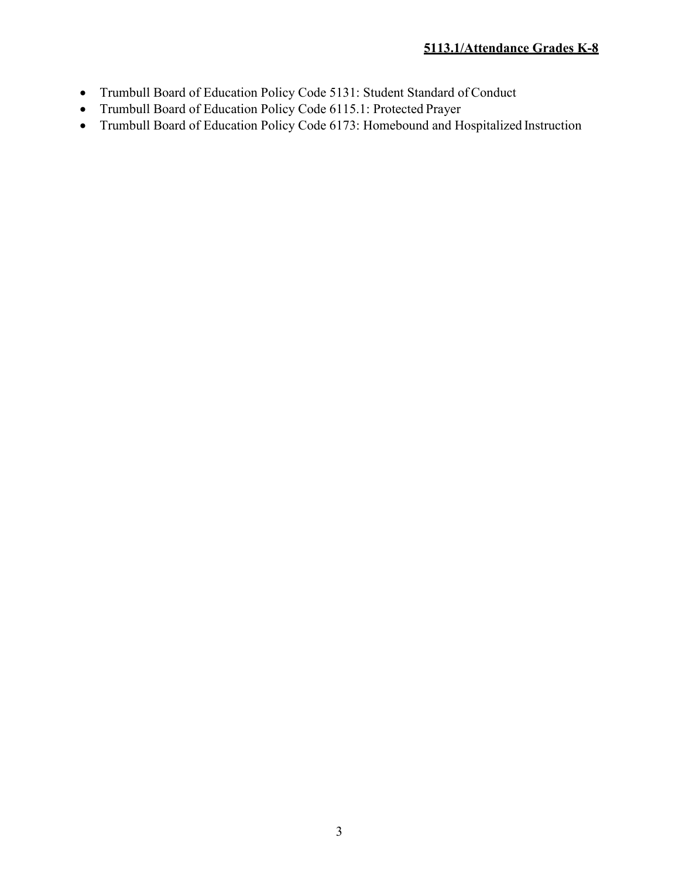- Trumbull Board of Education Policy Code 5131: Student Standard of Conduct
- Trumbull Board of Education Policy Code 6115.1: Protected Prayer
- Trumbull Board of Education Policy Code 6173: Homebound and Hospitalized Instruction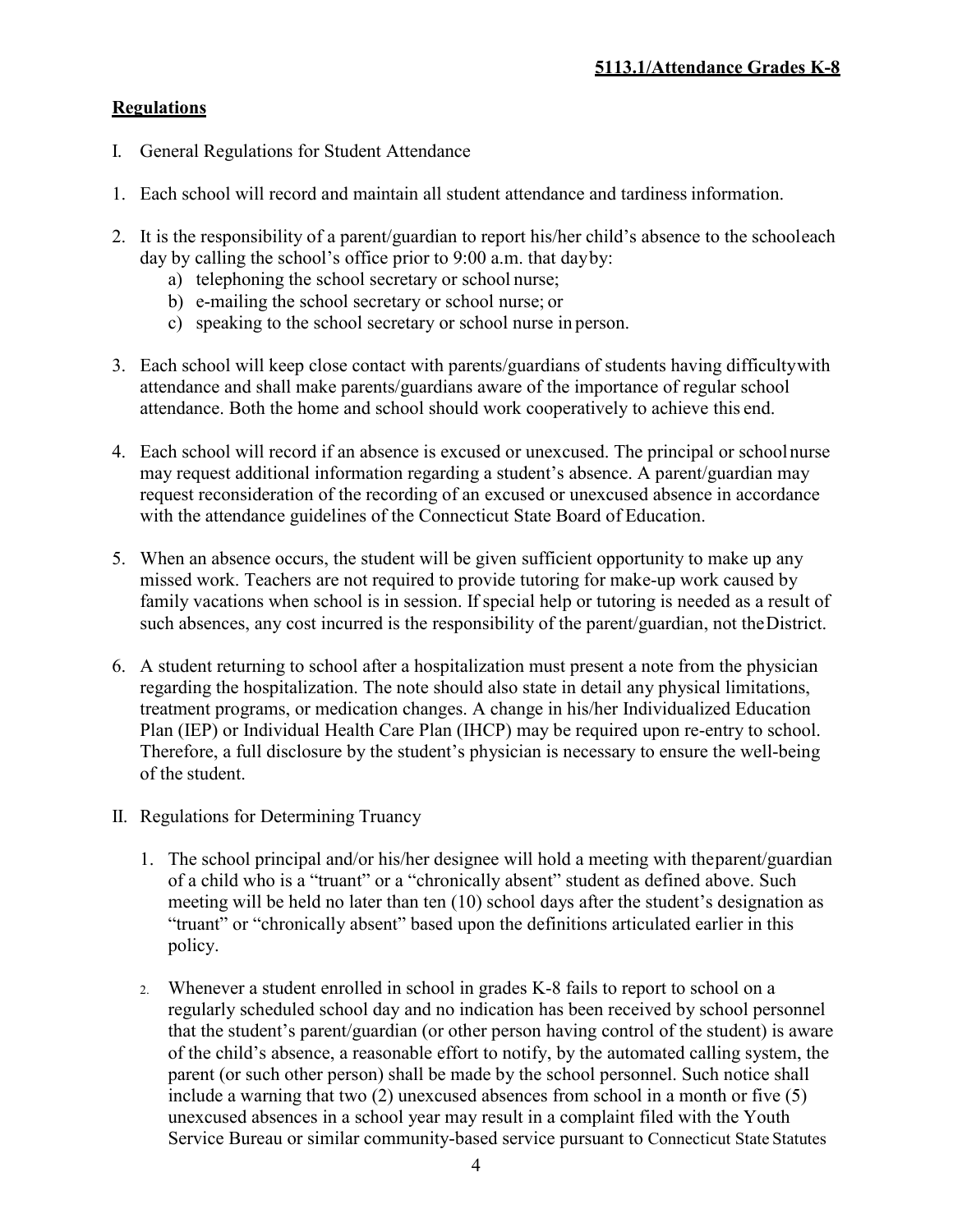**5113.1/Attendance Grades K-8**

**Regulations**

I. General Regulations for Student Attendance

1. Each school will record and maintain all student attendance and tardiness information.

2. It is the responsibility of a parent/guardian to report his/her child's absence to the school each day by calling the school's office prior to 9:00 a.m. that day by:
    a) telephoning the school secretary or school nurse;
    b) e-mailing the school secretary or school nurse; or
    c) speaking to the school secretary or school nurse in person.

3. Each school will keep close contact with parents/guardians of students having difficulty with attendance and shall make parents/guardians aware of the importance of regular school attendance. Both the home and school should work cooperatively to achieve this end.

4. Each school will record if an absence is excused or unexcused. The principal or school nurse may request additional information regarding a student's absence. A parent/guardian may request reconsideration of the recording of an excused or unexcused absence in accordance with the attendance guidelines of the Connecticut State Board of Education.

5. When an absence occurs, the student will be given sufficient opportunity to make up any missed work. Teachers are not required to provide tutoring for make-up work caused by family vacations when school is in session. If special help or tutoring is needed as a result of such absences, any cost incurred is the responsibility of the parent/guardian, not the District.

6. A student returning to school after a hospitalization must present a note from the physician regarding the hospitalization. The note should also state in detail any physical limitations, treatment programs, or medication changes. A change in his/her Individualized Education Plan (IEP) or Individual Health Care Plan (IHCP) may be required upon re-entry to school. Therefore, a full disclosure by the student's physician is necessary to ensure the well-being of the student.

II. Regulations for Determining Truancy

1. The school principal and/or his/her designee will hold a meeting with the parent/guardian of a child who is a "truant" or a "chronically absent" student as defined above. Such meeting will be held no later than ten (10) school days after the student's designation as "truant" or "chronically absent" based upon the definitions articulated earlier in this policy.

2. Whenever a student enrolled in school in grades K-8 fails to report to school on a regularly scheduled school day and no indication has been received by school personnel that the student's parent/guardian (or other person having control of the student) is aware of the child's absence, a reasonable effort to notify, by the automated calling system, the parent (or such other person) shall be made by the school personnel. Such notice shall include a warning that two (2) unexcused absences from school in a month or five (5) unexcused absences in a school year may result in a complaint filed with the Youth Service Bureau or similar community-based service pursuant to Connecticut State Statutes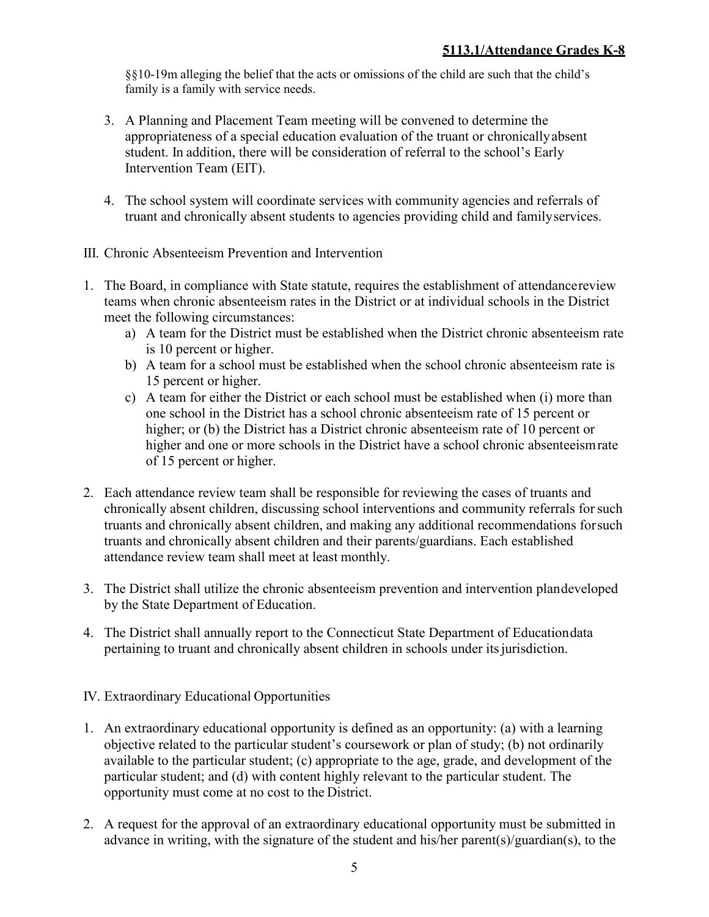§§10-19m alleging the belief that the acts or omissions of the child are such that the child's family is a family with service needs.

3. A Planning and Placement Team meeting will be convened to determine the appropriateness of a special education evaluation of the truant or chronically absent student. In addition, there will be consideration of referral to the school's Early Intervention Team (EIT).

4. The school system will coordinate services with community agencies and referrals of truant and chronically absent students to agencies providing child and family services.

III. Chronic Absenteeism Prevention and Intervention

1. The Board, in compliance with State statute, requires the establishment of attendance review teams when chronic absenteeism rates in the District or at individual schools in the District meet the following circumstances:
   a) A team for the District must be established when the District chronic absenteeism rate is 10 percent or higher.
   b) A team for a school must be established when the school chronic absenteeism rate is 15 percent or higher.
   c) A team for either the District or each school must be established when (i) more than one school in the District has a school chronic absenteeism rate of 15 percent or higher; or (b) the District has a District chronic absenteeism rate of 10 percent or higher and one or more schools in the District have a school chronic absenteeism rate of 15 percent or higher.

2. Each attendance review team shall be responsible for reviewing the cases of truants and chronically absent children, discussing school interventions and community referrals for such truants and chronically absent children, and making any additional recommendations for such truants and chronically absent children and their parents/guardians. Each established attendance review team shall meet at least monthly.

3. The District shall utilize the chronic absenteeism prevention and intervention plan developed by the State Department of Education.

4. The District shall annually report to the Connecticut State Department of Education data pertaining to truant and chronically absent children in schools under its jurisdiction.

IV. Extraordinary Educational Opportunities

1. An extraordinary educational opportunity is defined as an opportunity: (a) with a learning objective related to the particular student's coursework or plan of study; (b) not ordinarily available to the particular student; (c) appropriate to the age, grade, and development of the particular student; and (d) with content highly relevant to the particular student. The opportunity must come at no cost to the District.

2. A request for the approval of an extraordinary educational opportunity must be submitted in advance in writing, with the signature of the student and his/her parent(s)/guardian(s), to the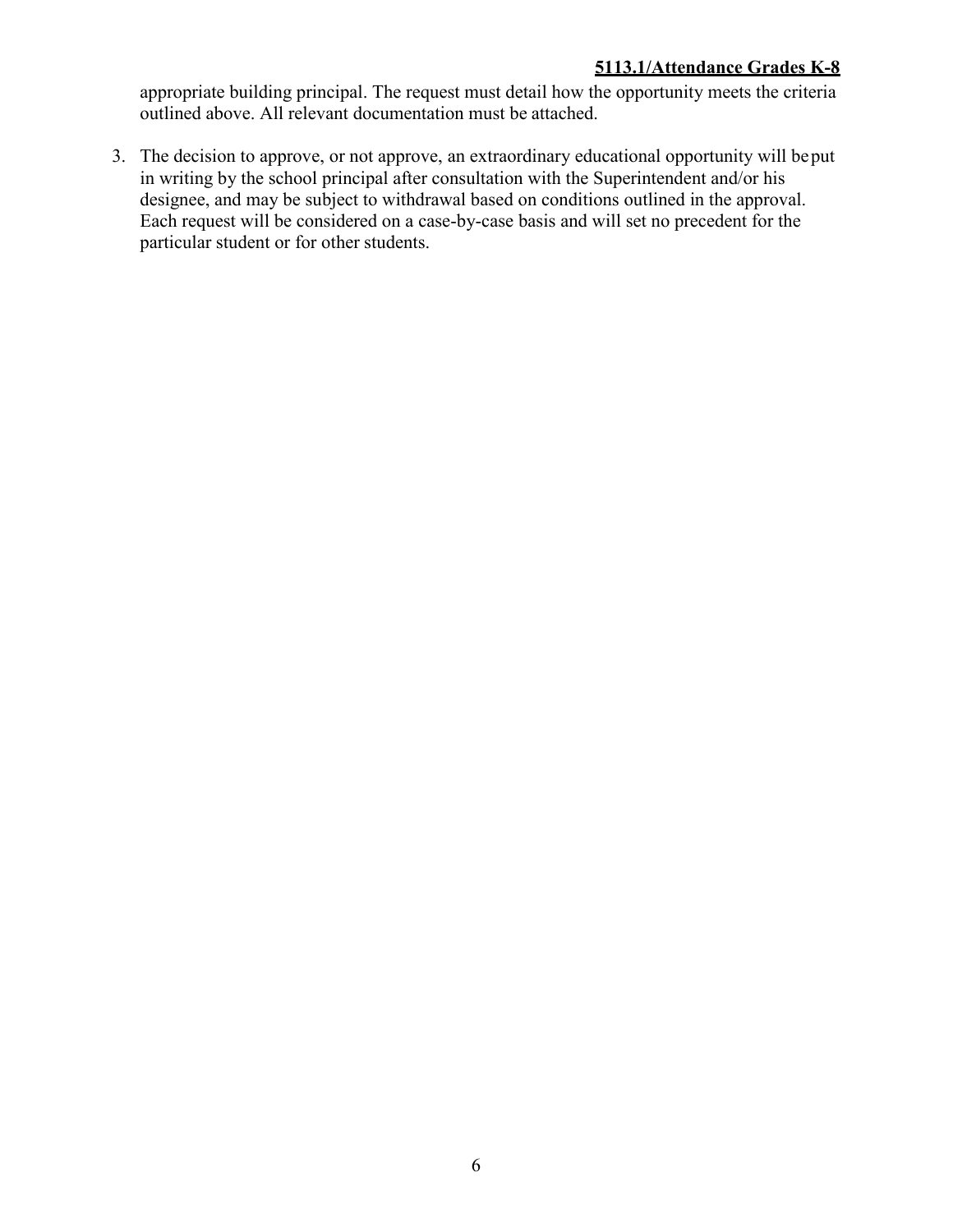appropriate building principal. The request must detail how the opportunity meets the criteria outlined above. All relevant documentation must be attached.

3. The decision to approve, or not approve, an extraordinary educational opportunity will be put in writing by the school principal after consultation with the Superintendent and/or his designee, and may be subject to withdrawal based on conditions outlined in the approval. Each request will be considered on a case-by-case basis and will set no precedent for the particular student or for other students.